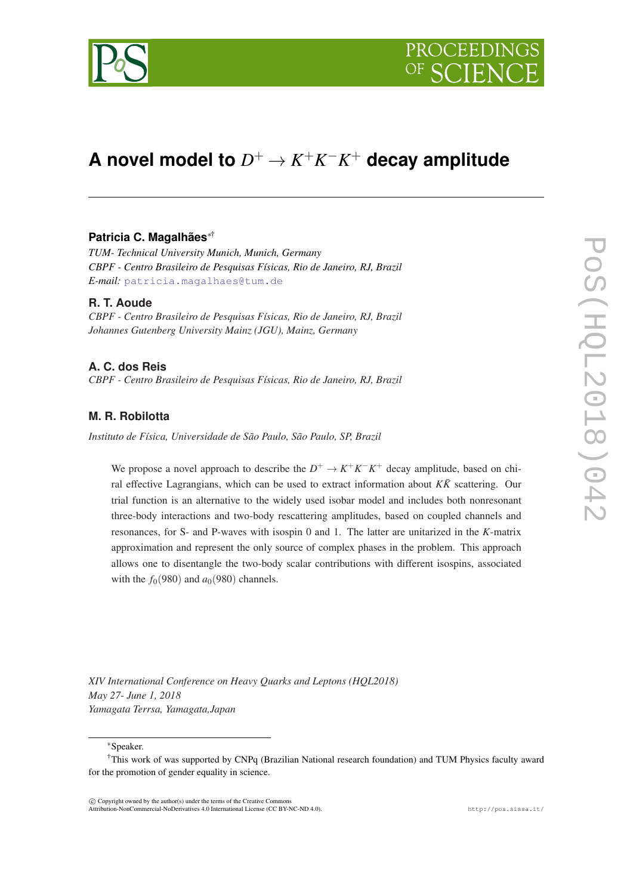# A novel model to $D^+ \to K^+K^-K^+$ decay amplitude

**Patricia C. Magalhães**[*†]

*TUM- Technical University Munich, Munich, Germany*
*CBPF - Centro Brasileiro de Pesquisas Físicas, Rio de Janeiro, RJ, Brazil*
*E-mail:* patricia.magalhaes@tum.de

**R. T. Aoude**

*CBPF - Centro Brasileiro de Pesquisas Físicas, Rio de Janeiro, RJ, Brazil*
*Johannes Gutenberg University Mainz (JGU), Mainz, Germany*

**A. C. dos Reis**

*CBPF - Centro Brasileiro de Pesquisas Físicas, Rio de Janeiro, RJ, Brazil*

**M. R. Robilotta**

*Instituto de Física, Universidade de São Paulo, São Paulo, SP, Brazil*

We propose a novel approach to describe the $D^+ \to K^+K^-K^+$ decay amplitude, based on chiral effective Lagrangians, which can be used to extract information about $K\bar{K}$ scattering. Our trial function is an alternative to the widely used isobar model and includes both nonresonant three-body interactions and two-body rescattering amplitudes, based on coupled channels and resonances, for S- and P-waves with isospin 0 and 1. The latter are unitarized in the $K$-matrix approximation and represent the only source of complex phases in the problem. This approach allows one to disentangle the two-body scalar contributions with different isospins, associated with the $f_0(980)$ and $a_0(980)$ channels.

*XIV International Conference on Heavy Quarks and Leptons (HQL2018)*
*May 27- June 1, 2018*
*Yamagata Terrsa, Yamagata,Japan*

[*]Speaker.

[†]This work of was supported by CNPq (Brazilian National research foundation) and TUM Physics faculty award for the promotion of gender equality in science.

© Copyright owned by the author(s) under the terms of the Creative Commons Attribution-NonCommercial-NoDerivatives 4.0 International License (CC BY-NC-ND 4.0).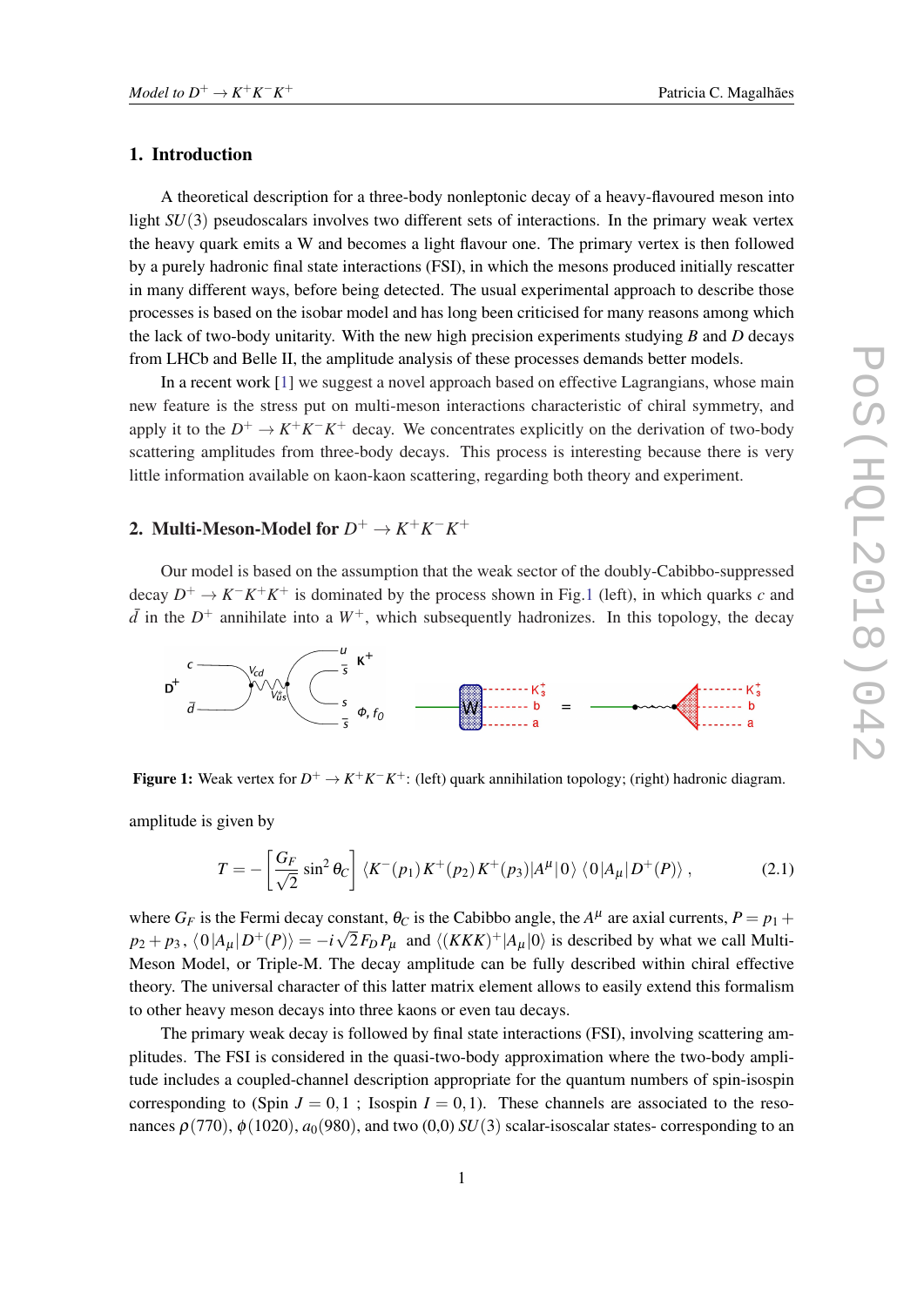## 1. Introduction

A theoretical description for a three-body nonleptonic decay of a heavy-flavoured meson into light $SU(3)$ pseudoscalars involves two different sets of interactions. In the primary weak vertex the heavy quark emits a W and becomes a light flavour one. The primary vertex is then followed by a purely hadronic final state interactions (FSI), in which the mesons produced initially rescatter in many different ways, before being detected. The usual experimental approach to describe those processes is based on the isobar model and has long been criticised for many reasons among which the lack of two-body unitarity. With the new high precision experiments studying $B$ and $D$ decays from LHCb and Belle II, the amplitude analysis of these processes demands better models.

In a recent work [1] we suggest a novel approach based on effective Lagrangians, whose main new feature is the stress put on multi-meson interactions characteristic of chiral symmetry, and apply it to the $D^+ \to K^+K^-K^+$ decay. We concentrates explicitly on the derivation of two-body scattering amplitudes from three-body decays. This process is interesting because there is very little information available on kaon-kaon scattering, regarding both theory and experiment.

## 2. Multi-Meson-Model for $D^+ \to K^+K^-K^+$

Our model is based on the assumption that the weak sector of the doubly-Cabibbo-suppressed decay $D^+ \to K^-K^+K^+$ is dominated by the process shown in Fig.1 (left), in which quarks $c$ and $\bar{d}$ in the $D^+$ annihilate into a $W^+$, which subsequently hadronizes. In this topology, the decay

**Figure 1:** Weak vertex for $D^+ \to K^+K^-K^+$: (left) quark annihilation topology; (right) hadronic diagram.

amplitude is given by

$$T = -\left[\frac{G_F}{\sqrt{2}} \sin^2 \theta_C\right] \langle K^-(p_1)\, K^+(p_2)\, K^+(p_3)|A^\mu|0\rangle \; \langle 0|A_\mu|D^+(P)\rangle \; , \tag{2.1}$$

where $G_F$ is the Fermi decay constant, $\theta_C$ is the Cabibbo angle, the $A^\mu$ are axial currents, $P = p_1 + p_2 + p_3$, $\langle 0|A_\mu|D^+(P)\rangle = -i\sqrt{2}F_D P_\mu$ and $\langle (KKK)^+|A_\mu|0\rangle$ is described by what we call Multi-Meson Model, or Triple-M. The decay amplitude can be fully described within chiral effective theory. The universal character of this latter matrix element allows to easily extend this formalism to other heavy meson decays into three kaons or even tau decays.

The primary weak decay is followed by final state interactions (FSI), involving scattering amplitudes. The FSI is considered in the quasi-two-body approximation where the two-body amplitude includes a coupled-channel description appropriate for the quantum numbers of spin-isospin corresponding to (Spin $J = 0, 1$ ; Isospin $I = 0, 1$). These channels are associated to the resonances $\rho(770)$, $\phi(1020)$, $a_0(980)$, and two (0,0) $SU(3)$ scalar-isoscalar states- corresponding to an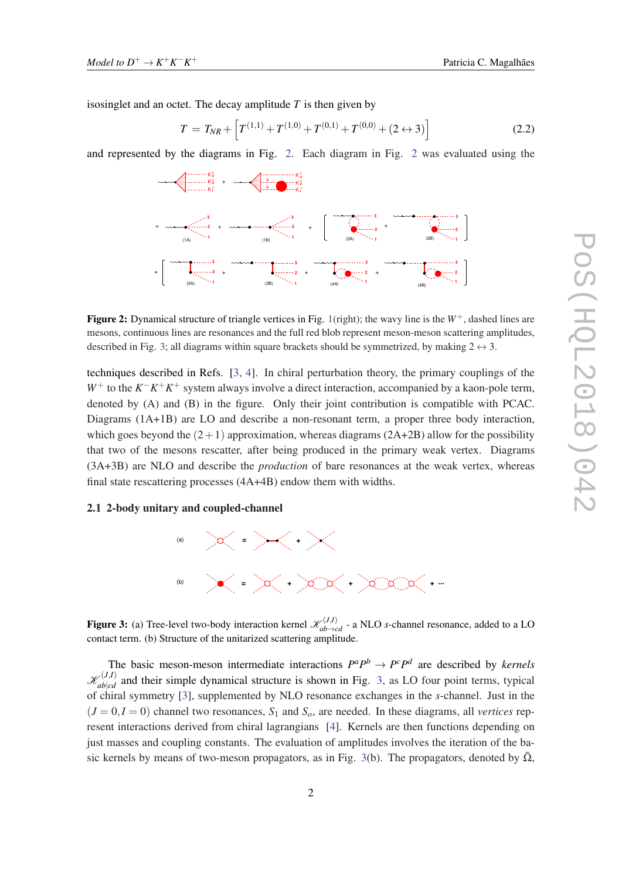isosinglet and an octet. The decay amplitude $T$ is then given by

$$T = T_{NR} + \left[ T^{(1,1)} + T^{(1,0)} + T^{(0,1)} + T^{(0,0)} + (2 \leftrightarrow 3) \right] \tag{2.2}$$

and represented by the diagrams in Fig. 2. Each diagram in Fig. 2 was evaluated using the

**Figure 2:** Dynamical structure of triangle vertices in Fig. 1(right); the wavy line is the $W^+$, dashed lines are mesons, continuous lines are resonances and the full red blob represent meson-meson scattering amplitudes, described in Fig. 3; all diagrams within square brackets should be symmetrized, by making $2 \leftrightarrow 3$.

techniques described in Refs. [3, 4]. In chiral perturbation theory, the primary couplings of the $W^+$ to the $K^-K^+K^+$ system always involve a direct interaction, accompanied by a kaon-pole term, denoted by (A) and (B) in the figure. Only their joint contribution is compatible with PCAC. Diagrams (1A+1B) are LO and describe a non-resonant term, a proper three body interaction, which goes beyond the $(2+1)$ approximation, whereas diagrams (2A+2B) allow for the possibility that two of the mesons rescatter, after being produced in the primary weak vertex. Diagrams (3A+3B) are NLO and describe the *production* of bare resonances at the weak vertex, whereas final state rescattering processes (4A+4B) endow them with widths.

### 2.1 2-body unitary and coupled-channel

**Figure 3:** (a) Tree-level two-body interaction kernel $\mathcal{K}^{(J,I)}_{ab\to cd}$ - a NLO $s$-channel resonance, added to a LO contact term. (b) Structure of the unitarized scattering amplitude.

The basic meson-meson intermediate interactions $P^aP^b \to P^cP^d$ are described by *kernels* $\mathcal{K}^{(J,I)}_{ab|cd}$ and their simple dynamical structure is shown in Fig. 3, as LO four point terms, typical of chiral symmetry [3], supplemented by NLO resonance exchanges in the $s$-channel. Just in the $(J=0, I=0)$ channel two resonances, $S_1$ and $S_o$, are needed. In these diagrams, all *vertices* represent interactions derived from chiral lagrangians [4]. Kernels are then functions depending on just masses and coupling constants. The evaluation of amplitudes involves the iteration of the basic kernels by means of two-meson propagators, as in Fig. 3(b). The propagators, denoted by $\bar{\Omega}$,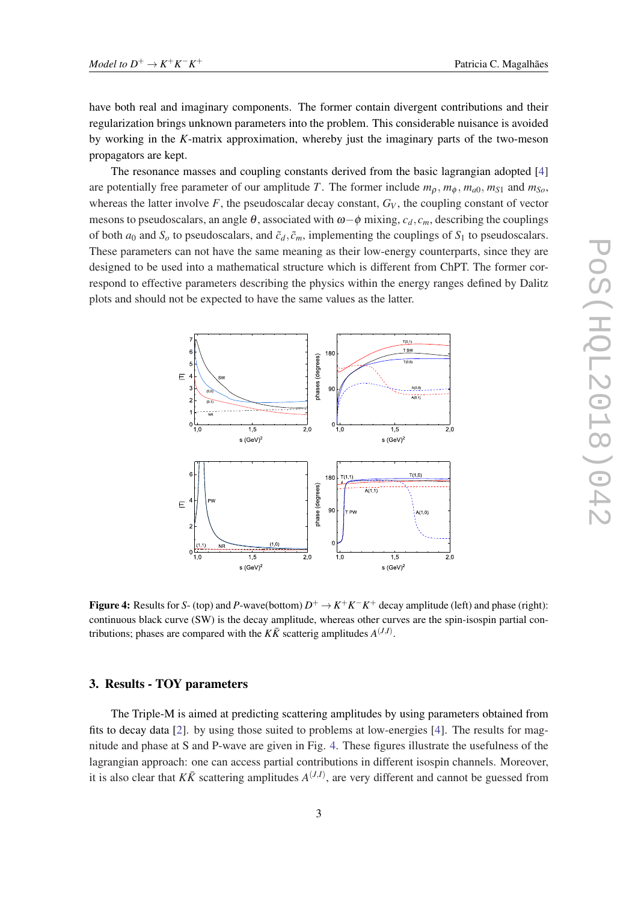have both real and imaginary components. The former contain divergent contributions and their regularization brings unknown parameters into the problem. This considerable nuisance is avoided by working in the $K$-matrix approximation, whereby just the imaginary parts of the two-meson propagators are kept.

The resonance masses and coupling constants derived from the basic lagrangian adopted [4] are potentially free parameter of our amplitude $T$. The former include $m_\rho$, $m_\phi$, $m_{a0}$, $m_{S1}$ and $m_{So}$, whereas the latter involve $F$, the pseudoscalar decay constant, $G_V$, the coupling constant of vector mesons to pseudoscalars, an angle $\theta$, associated with $\omega-\phi$ mixing, $c_d, c_m$, describing the couplings of both $a_0$ and $S_o$ to pseudoscalars, and $\tilde{c}_d, \tilde{c}_m$, implementing the couplings of $S_1$ to pseudoscalars. These parameters can not have the same meaning as their low-energy counterparts, since they are designed to be used into a mathematical structure which is different from ChPT. The former correspond to effective parameters describing the physics within the energy ranges defined by Dalitz plots and should not be expected to have the same values as the latter.

**Figure 4:** Results for $S$- (top) and $P$-wave(bottom) $D^+ \to K^+K^-K^+$ decay amplitude (left) and phase (right): continuous black curve (SW) is the decay amplitude, whereas other curves are the spin-isospin partial contributions; phases are compared with the $K\bar{K}$ scatterig amplitudes $A^{(J,I)}$.

## 3. Results - TOY parameters

The Triple-M is aimed at predicting scattering amplitudes by using parameters obtained from fits to decay data [2]. by using those suited to problems at low-energies [4]. The results for magnitude and phase at S and P-wave are given in Fig. 4. These figures illustrate the usefulness of the lagrangian approach: one can access partial contributions in different isospin channels. Moreover, it is also clear that $K\bar{K}$ scattering amplitudes $A^{(J,I)}$, are very different and cannot be guessed from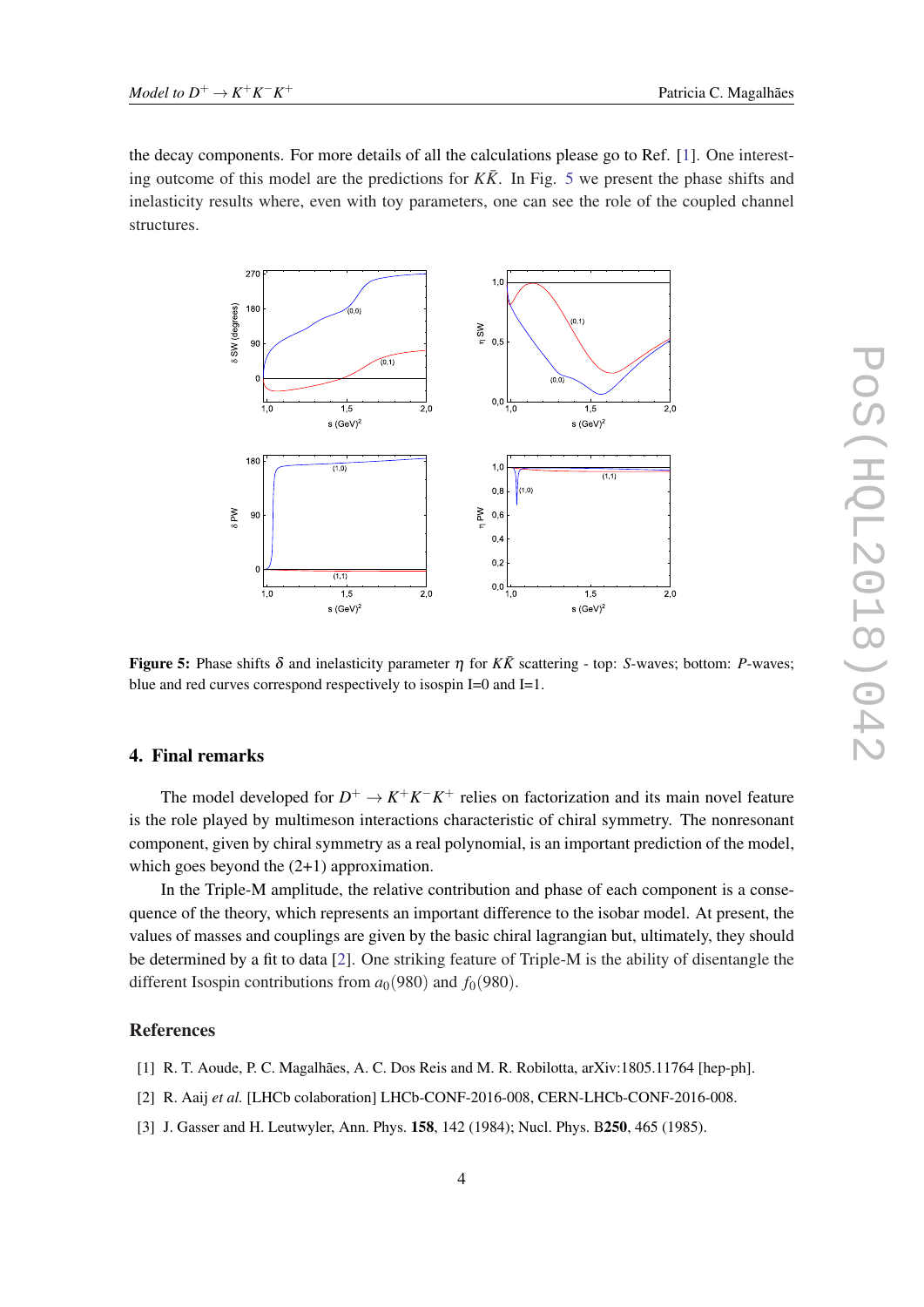the decay components. For more details of all the calculations please go to Ref. [1]. One interesting outcome of this model are the predictions for $K\bar{K}$. In Fig. 5 we present the phase shifts and inelasticity results where, even with toy parameters, one can see the role of the coupled channel structures.

**Figure 5:** Phase shifts $\delta$ and inelasticity parameter $\eta$ for $K\bar{K}$ scattering - top: *S*-waves; bottom: *P*-waves; blue and red curves correspond respectively to isospin I=0 and I=1.

## 4. Final remarks

The model developed for $D^+ \to K^+K^-K^+$ relies on factorization and its main novel feature is the role played by multimeson interactions characteristic of chiral symmetry. The nonresonant component, given by chiral symmetry as a real polynomial, is an important prediction of the model, which goes beyond the (2+1) approximation.

In the Triple-M amplitude, the relative contribution and phase of each component is a consequence of the theory, which represents an important difference to the isobar model. At present, the values of masses and couplings are given by the basic chiral lagrangian but, ultimately, they should be determined by a fit to data [2]. One striking feature of Triple-M is the ability of disentangle the different Isospin contributions from $a_0(980)$ and $f_0(980)$.

## References

[1] R. T. Aoude, P. C. Magalhães, A. C. Dos Reis and M. R. Robilotta, arXiv:1805.11764 [hep-ph].

[2] R. Aaij *et al.* [LHCb colaboration] LHCb-CONF-2016-008, CERN-LHCb-CONF-2016-008.

[3] J. Gasser and H. Leutwyler, Ann. Phys. **158**, 142 (1984); Nucl. Phys. B**250**, 465 (1985).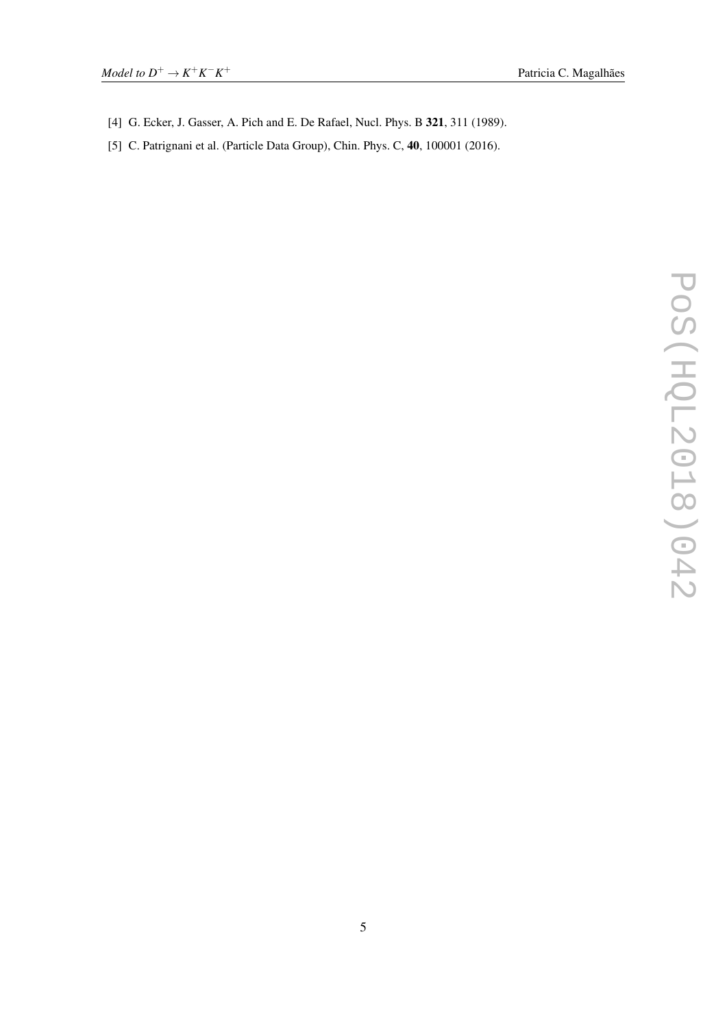[4] G. Ecker, J. Gasser, A. Pich and E. De Rafael, Nucl. Phys. B **321**, 311 (1989).

[5] C. Patrignani et al. (Particle Data Group), Chin. Phys. C, **40**, 100001 (2016).